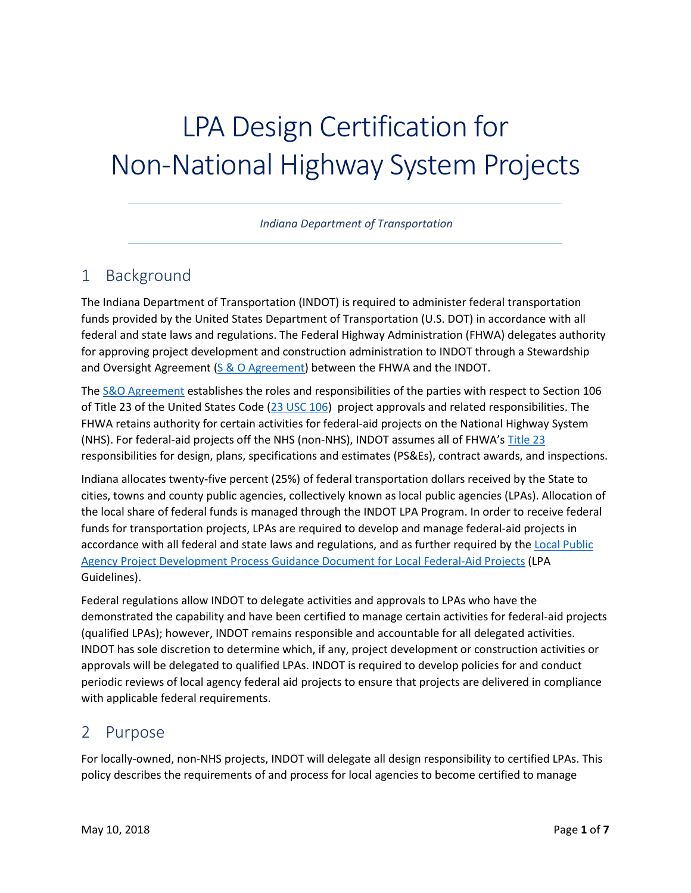# LPA Design Certification for Non-National Highway System Projects

*Indiana Department of Transportation*

## 1 Background

The Indiana Department of Transportation (INDOT) is required to administer federal transportation funds provided by the United States Department of Transportation (U.S. DOT) in accordance with all federal and state laws and regulations. The Federal Highway Administration (FHWA) delegates authority for approving project development and construction administration to INDOT through a Stewardship and Oversight Agreement (S & O Agreement) between the FHWA and the INDOT.

The S&O Agreement establishes the roles and responsibilities of the parties with respect to Section 106 of Title 23 of the United States Code (23 USC 106) project approvals and related responsibilities. The FHWA retains authority for certain activities for federal-aid projects on the National Highway System (NHS). For federal-aid projects off the NHS (non-NHS), INDOT assumes all of FHWA's Title 23 responsibilities for design, plans, specifications and estimates (PS&Es), contract awards, and inspections.

Indiana allocates twenty-five percent (25%) of federal transportation dollars received by the State to cities, towns and county public agencies, collectively known as local public agencies (LPAs). Allocation of the local share of federal funds is managed through the INDOT LPA Program. In order to receive federal funds for transportation projects, LPAs are required to develop and manage federal-aid projects in accordance with all federal and state laws and regulations, and as further required by the Local Public Agency Project Development Process Guidance Document for Local Federal-Aid Projects (LPA Guidelines).

Federal regulations allow INDOT to delegate activities and approvals to LPAs who have the demonstrated the capability and have been certified to manage certain activities for federal-aid projects (qualified LPAs); however, INDOT remains responsible and accountable for all delegated activities. INDOT has sole discretion to determine which, if any, project development or construction activities or approvals will be delegated to qualified LPAs. INDOT is required to develop policies for and conduct periodic reviews of local agency federal aid projects to ensure that projects are delivered in compliance with applicable federal requirements.

## 2 Purpose

For locally-owned, non-NHS projects, INDOT will delegate all design responsibility to certified LPAs. This policy describes the requirements of and process for local agencies to become certified to manage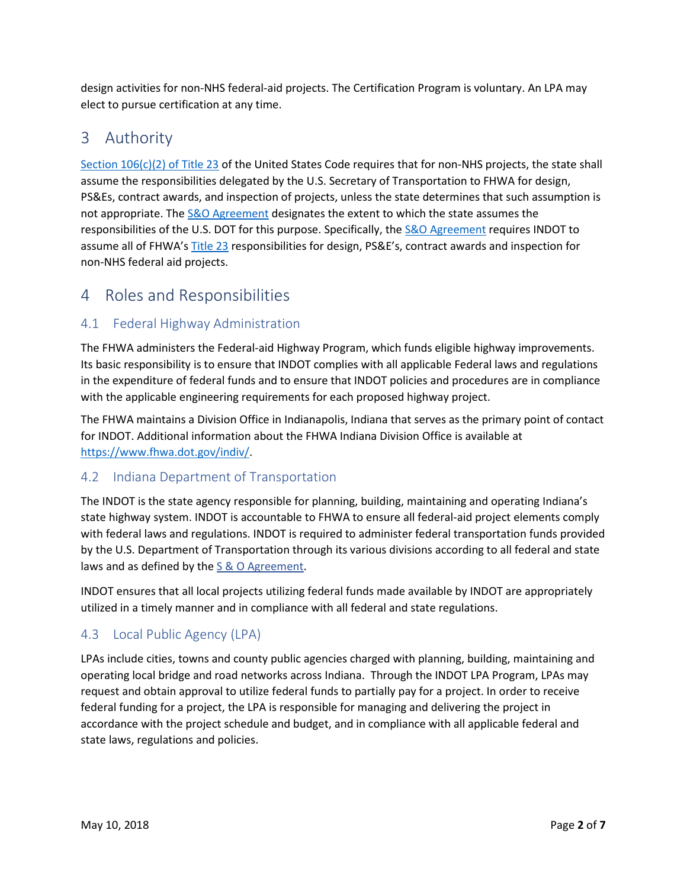design activities for non-NHS federal-aid projects. The Certification Program is voluntary. An LPA may elect to pursue certification at any time.

# 3 Authority

[Section 106(c)(2) of Title 23](#) of the United States Code requires that for non-NHS projects, the state shall assume the responsibilities delegated by the U.S. Secretary of Transportation to FHWA for design, PS&Es, contract awards, and inspection of projects, unless the state determines that such assumption is not appropriate. The [S&O Agreement](#) designates the extent to which the state assumes the responsibilities of the U.S. DOT for this purpose. Specifically, the [S&O Agreement](#) requires INDOT to assume all of FHWA's [Title 23](#) responsibilities for design, PS&E's, contract awards and inspection for non-NHS federal aid projects.

# 4 Roles and Responsibilities

## 4.1 Federal Highway Administration

The FHWA administers the Federal-aid Highway Program, which funds eligible highway improvements. Its basic responsibility is to ensure that INDOT complies with all applicable Federal laws and regulations in the expenditure of federal funds and to ensure that INDOT policies and procedures are in compliance with the applicable engineering requirements for each proposed highway project.

The FHWA maintains a Division Office in Indianapolis, Indiana that serves as the primary point of contact for INDOT. Additional information about the FHWA Indiana Division Office is available at [https://www.fhwa.dot.gov/indiv/](https://www.fhwa.dot.gov/indiv/).

## 4.2 Indiana Department of Transportation

The INDOT is the state agency responsible for planning, building, maintaining and operating Indiana's state highway system. INDOT is accountable to FHWA to ensure all federal-aid project elements comply with federal laws and regulations. INDOT is required to administer federal transportation funds provided by the U.S. Department of Transportation through its various divisions according to all federal and state laws and as defined by the [S & O Agreement](#).

INDOT ensures that all local projects utilizing federal funds made available by INDOT are appropriately utilized in a timely manner and in compliance with all federal and state regulations.

## 4.3 Local Public Agency (LPA)

LPAs include cities, towns and county public agencies charged with planning, building, maintaining and operating local bridge and road networks across Indiana. Through the INDOT LPA Program, LPAs may request and obtain approval to utilize federal funds to partially pay for a project. In order to receive federal funding for a project, the LPA is responsible for managing and delivering the project in accordance with the project schedule and budget, and in compliance with all applicable federal and state laws, regulations and policies.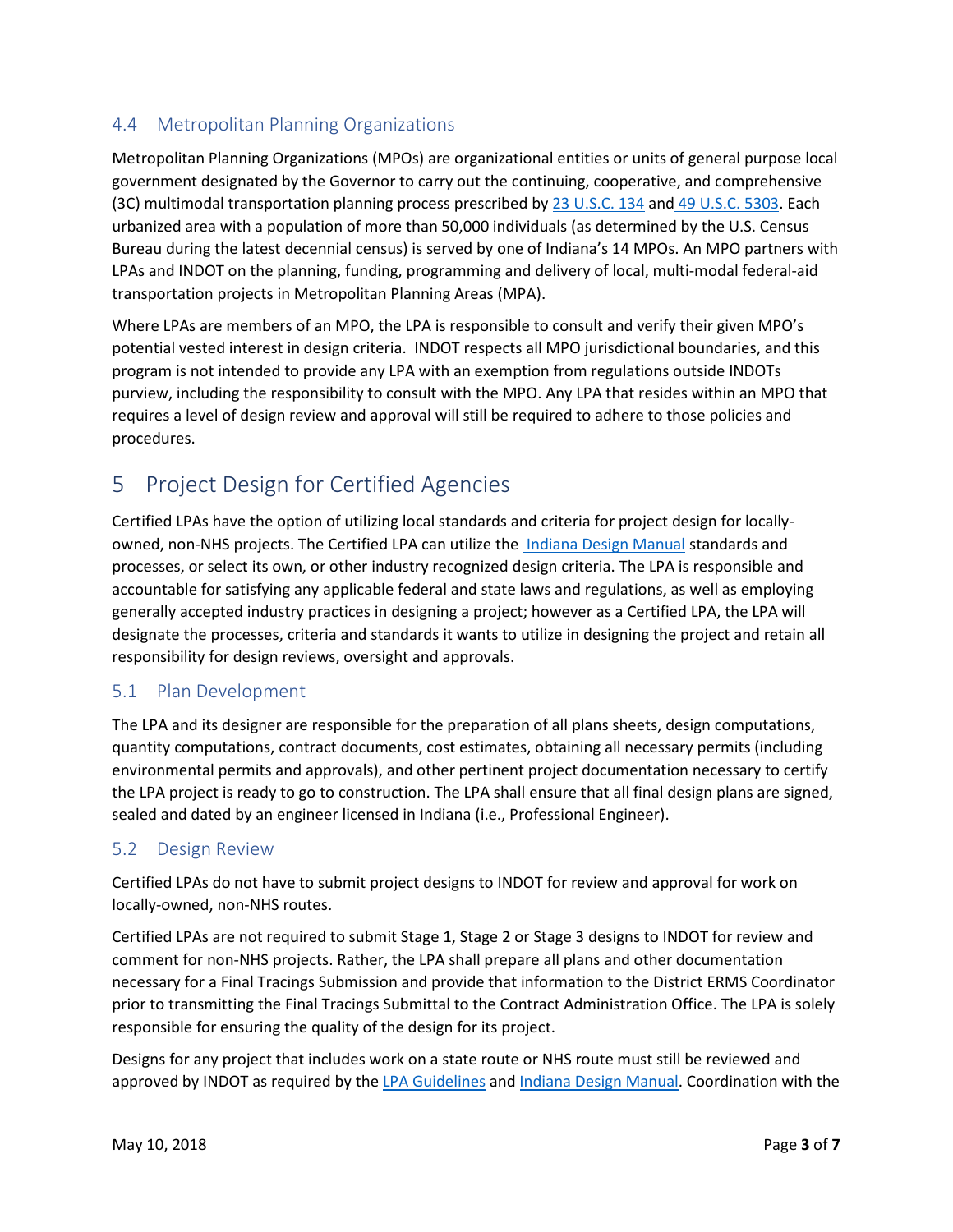## 4.4 Metropolitan Planning Organizations

Metropolitan Planning Organizations (MPOs) are organizational entities or units of general purpose local government designated by the Governor to carry out the continuing, cooperative, and comprehensive (3C) multimodal transportation planning process prescribed by [23 U.S.C. 134](#) and [49 U.S.C. 5303](#). Each urbanized area with a population of more than 50,000 individuals (as determined by the U.S. Census Bureau during the latest decennial census) is served by one of Indiana's 14 MPOs. An MPO partners with LPAs and INDOT on the planning, funding, programming and delivery of local, multi-modal federal-aid transportation projects in Metropolitan Planning Areas (MPA).

Where LPAs are members of an MPO, the LPA is responsible to consult and verify their given MPO's potential vested interest in design criteria. INDOT respects all MPO jurisdictional boundaries, and this program is not intended to provide any LPA with an exemption from regulations outside INDOTs purview, including the responsibility to consult with the MPO. Any LPA that resides within an MPO that requires a level of design review and approval will still be required to adhere to those policies and procedures.

# 5 Project Design for Certified Agencies

Certified LPAs have the option of utilizing local standards and criteria for project design for locally-owned, non-NHS projects. The Certified LPA can utilize the [Indiana Design Manual](#) standards and processes, or select its own, or other industry recognized design criteria. The LPA is responsible and accountable for satisfying any applicable federal and state laws and regulations, as well as employing generally accepted industry practices in designing a project; however as a Certified LPA, the LPA will designate the processes, criteria and standards it wants to utilize in designing the project and retain all responsibility for design reviews, oversight and approvals.

## 5.1 Plan Development

The LPA and its designer are responsible for the preparation of all plans sheets, design computations, quantity computations, contract documents, cost estimates, obtaining all necessary permits (including environmental permits and approvals), and other pertinent project documentation necessary to certify the LPA project is ready to go to construction. The LPA shall ensure that all final design plans are signed, sealed and dated by an engineer licensed in Indiana (i.e., Professional Engineer).

## 5.2 Design Review

Certified LPAs do not have to submit project designs to INDOT for review and approval for work on locally-owned, non-NHS routes.

Certified LPAs are not required to submit Stage 1, Stage 2 or Stage 3 designs to INDOT for review and comment for non-NHS projects. Rather, the LPA shall prepare all plans and other documentation necessary for a Final Tracings Submission and provide that information to the District ERMS Coordinator prior to transmitting the Final Tracings Submittal to the Contract Administration Office. The LPA is solely responsible for ensuring the quality of the design for its project.

Designs for any project that includes work on a state route or NHS route must still be reviewed and approved by INDOT as required by the [LPA Guidelines](#) and [Indiana Design Manual](#). Coordination with the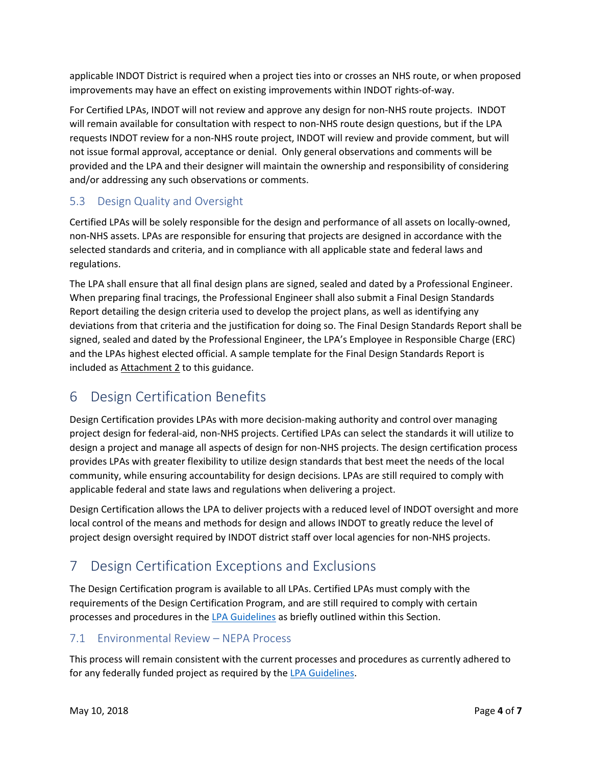applicable INDOT District is required when a project ties into or crosses an NHS route, or when proposed improvements may have an effect on existing improvements within INDOT rights-of-way.

For Certified LPAs, INDOT will not review and approve any design for non-NHS route projects. INDOT will remain available for consultation with respect to non-NHS route design questions, but if the LPA requests INDOT review for a non-NHS route project, INDOT will review and provide comment, but will not issue formal approval, acceptance or denial. Only general observations and comments will be provided and the LPA and their designer will maintain the ownership and responsibility of considering and/or addressing any such observations or comments.

### 5.3 Design Quality and Oversight

Certified LPAs will be solely responsible for the design and performance of all assets on locally-owned, non-NHS assets. LPAs are responsible for ensuring that projects are designed in accordance with the selected standards and criteria, and in compliance with all applicable state and federal laws and regulations.

The LPA shall ensure that all final design plans are signed, sealed and dated by a Professional Engineer. When preparing final tracings, the Professional Engineer shall also submit a Final Design Standards Report detailing the design criteria used to develop the project plans, as well as identifying any deviations from that criteria and the justification for doing so. The Final Design Standards Report shall be signed, sealed and dated by the Professional Engineer, the LPA's Employee in Responsible Charge (ERC) and the LPAs highest elected official. A sample template for the Final Design Standards Report is included as Attachment 2 to this guidance.

## 6 Design Certification Benefits

Design Certification provides LPAs with more decision-making authority and control over managing project design for federal-aid, non-NHS projects. Certified LPAs can select the standards it will utilize to design a project and manage all aspects of design for non-NHS projects. The design certification process provides LPAs with greater flexibility to utilize design standards that best meet the needs of the local community, while ensuring accountability for design decisions. LPAs are still required to comply with applicable federal and state laws and regulations when delivering a project.

Design Certification allows the LPA to deliver projects with a reduced level of INDOT oversight and more local control of the means and methods for design and allows INDOT to greatly reduce the level of project design oversight required by INDOT district staff over local agencies for non-NHS projects.

## 7 Design Certification Exceptions and Exclusions

The Design Certification program is available to all LPAs. Certified LPAs must comply with the requirements of the Design Certification Program, and are still required to comply with certain processes and procedures in the LPA Guidelines as briefly outlined within this Section.

### 7.1 Environmental Review – NEPA Process

This process will remain consistent with the current processes and procedures as currently adhered to for any federally funded project as required by the LPA Guidelines.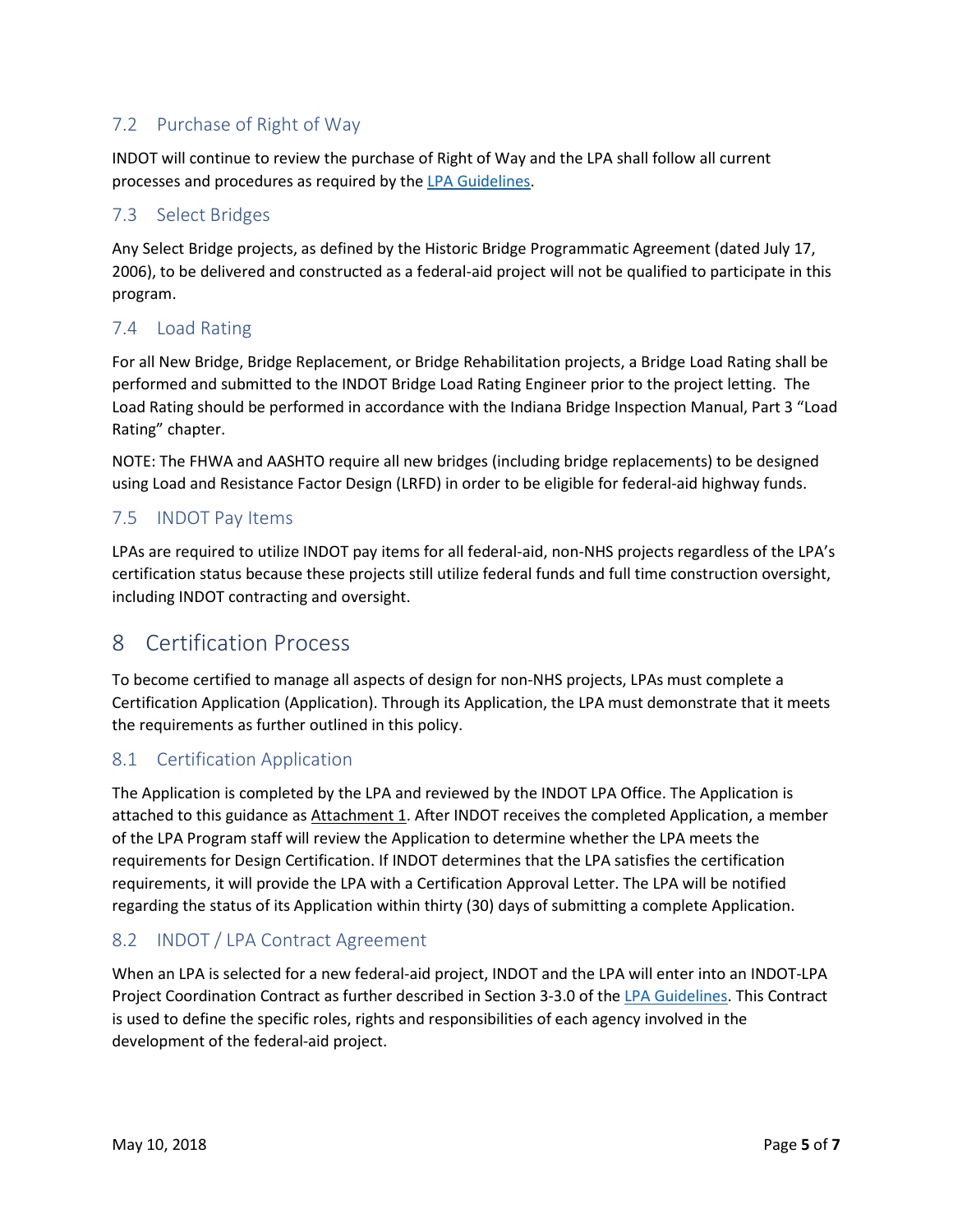## 7.2 Purchase of Right of Way

INDOT will continue to review the purchase of Right of Way and the LPA shall follow all current processes and procedures as required by the LPA Guidelines.

## 7.3 Select Bridges

Any Select Bridge projects, as defined by the Historic Bridge Programmatic Agreement (dated July 17, 2006), to be delivered and constructed as a federal-aid project will not be qualified to participate in this program.

## 7.4 Load Rating

For all New Bridge, Bridge Replacement, or Bridge Rehabilitation projects, a Bridge Load Rating shall be performed and submitted to the INDOT Bridge Load Rating Engineer prior to the project letting. The Load Rating should be performed in accordance with the Indiana Bridge Inspection Manual, Part 3 "Load Rating" chapter.

NOTE: The FHWA and AASHTO require all new bridges (including bridge replacements) to be designed using Load and Resistance Factor Design (LRFD) in order to be eligible for federal-aid highway funds.

## 7.5 INDOT Pay Items

LPAs are required to utilize INDOT pay items for all federal-aid, non-NHS projects regardless of the LPA's certification status because these projects still utilize federal funds and full time construction oversight, including INDOT contracting and oversight.

# 8 Certification Process

To become certified to manage all aspects of design for non-NHS projects, LPAs must complete a Certification Application (Application). Through its Application, the LPA must demonstrate that it meets the requirements as further outlined in this policy.

## 8.1 Certification Application

The Application is completed by the LPA and reviewed by the INDOT LPA Office. The Application is attached to this guidance as Attachment 1. After INDOT receives the completed Application, a member of the LPA Program staff will review the Application to determine whether the LPA meets the requirements for Design Certification. If INDOT determines that the LPA satisfies the certification requirements, it will provide the LPA with a Certification Approval Letter. The LPA will be notified regarding the status of its Application within thirty (30) days of submitting a complete Application.

## 8.2 INDOT / LPA Contract Agreement

When an LPA is selected for a new federal-aid project, INDOT and the LPA will enter into an INDOT-LPA Project Coordination Contract as further described in Section 3-3.0 of the LPA Guidelines. This Contract is used to define the specific roles, rights and responsibilities of each agency involved in the development of the federal-aid project.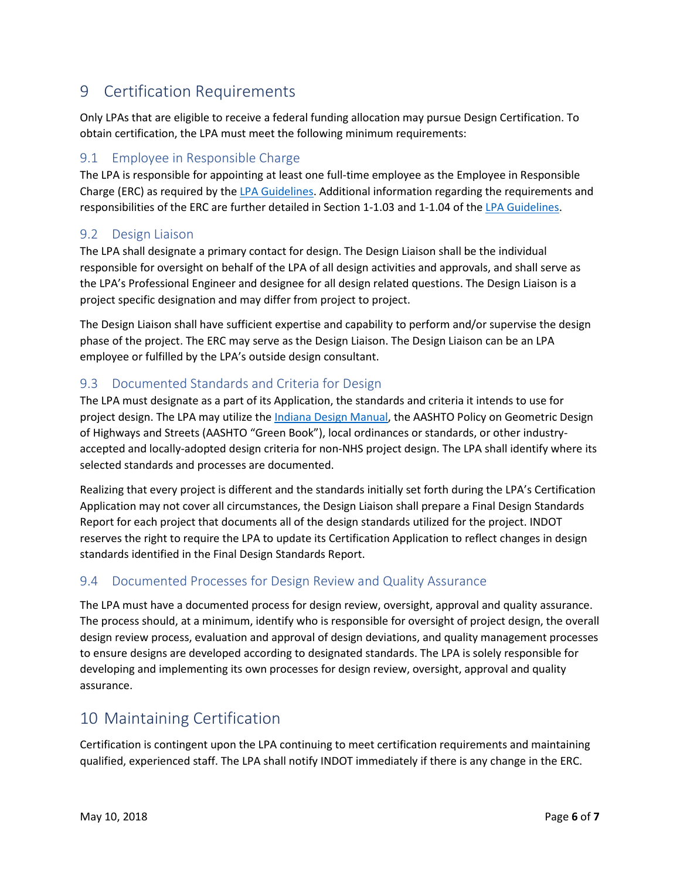# 9 Certification Requirements

Only LPAs that are eligible to receive a federal funding allocation may pursue Design Certification. To obtain certification, the LPA must meet the following minimum requirements:

## 9.1 Employee in Responsible Charge

The LPA is responsible for appointing at least one full-time employee as the Employee in Responsible Charge (ERC) as required by the LPA Guidelines. Additional information regarding the requirements and responsibilities of the ERC are further detailed in Section 1-1.03 and 1-1.04 of the LPA Guidelines.

## 9.2 Design Liaison

The LPA shall designate a primary contact for design. The Design Liaison shall be the individual responsible for oversight on behalf of the LPA of all design activities and approvals, and shall serve as the LPA's Professional Engineer and designee for all design related questions. The Design Liaison is a project specific designation and may differ from project to project.

The Design Liaison shall have sufficient expertise and capability to perform and/or supervise the design phase of the project. The ERC may serve as the Design Liaison. The Design Liaison can be an LPA employee or fulfilled by the LPA's outside design consultant.

## 9.3 Documented Standards and Criteria for Design

The LPA must designate as a part of its Application, the standards and criteria it intends to use for project design. The LPA may utilize the Indiana Design Manual, the AASHTO Policy on Geometric Design of Highways and Streets (AASHTO "Green Book"), local ordinances or standards, or other industry-accepted and locally-adopted design criteria for non-NHS project design. The LPA shall identify where its selected standards and processes are documented.

Realizing that every project is different and the standards initially set forth during the LPA's Certification Application may not cover all circumstances, the Design Liaison shall prepare a Final Design Standards Report for each project that documents all of the design standards utilized for the project. INDOT reserves the right to require the LPA to update its Certification Application to reflect changes in design standards identified in the Final Design Standards Report.

## 9.4 Documented Processes for Design Review and Quality Assurance

The LPA must have a documented process for design review, oversight, approval and quality assurance. The process should, at a minimum, identify who is responsible for oversight of project design, the overall design review process, evaluation and approval of design deviations, and quality management processes to ensure designs are developed according to designated standards. The LPA is solely responsible for developing and implementing its own processes for design review, oversight, approval and quality assurance.

# 10 Maintaining Certification

Certification is contingent upon the LPA continuing to meet certification requirements and maintaining qualified, experienced staff. The LPA shall notify INDOT immediately if there is any change in the ERC.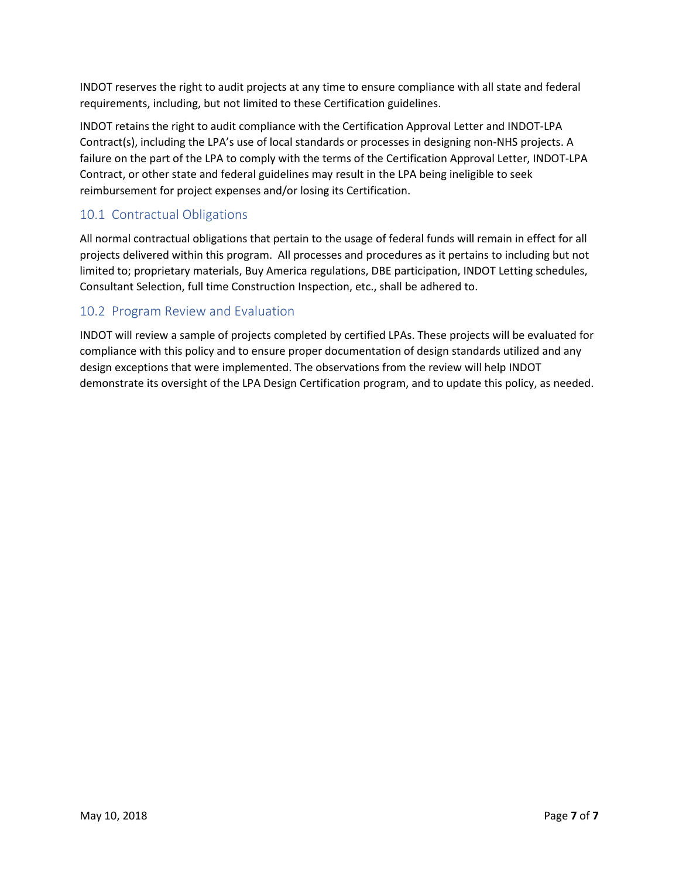INDOT reserves the right to audit projects at any time to ensure compliance with all state and federal requirements, including, but not limited to these Certification guidelines.

INDOT retains the right to audit compliance with the Certification Approval Letter and INDOT-LPA Contract(s), including the LPA's use of local standards or processes in designing non-NHS projects. A failure on the part of the LPA to comply with the terms of the Certification Approval Letter, INDOT-LPA Contract, or other state and federal guidelines may result in the LPA being ineligible to seek reimbursement for project expenses and/or losing its Certification.

## 10.1 Contractual Obligations

All normal contractual obligations that pertain to the usage of federal funds will remain in effect for all projects delivered within this program. All processes and procedures as it pertains to including but not limited to; proprietary materials, Buy America regulations, DBE participation, INDOT Letting schedules, Consultant Selection, full time Construction Inspection, etc., shall be adhered to.

## 10.2 Program Review and Evaluation

INDOT will review a sample of projects completed by certified LPAs. These projects will be evaluated for compliance with this policy and to ensure proper documentation of design standards utilized and any design exceptions that were implemented. The observations from the review will help INDOT demonstrate its oversight of the LPA Design Certification program, and to update this policy, as needed.

May 10, 2018